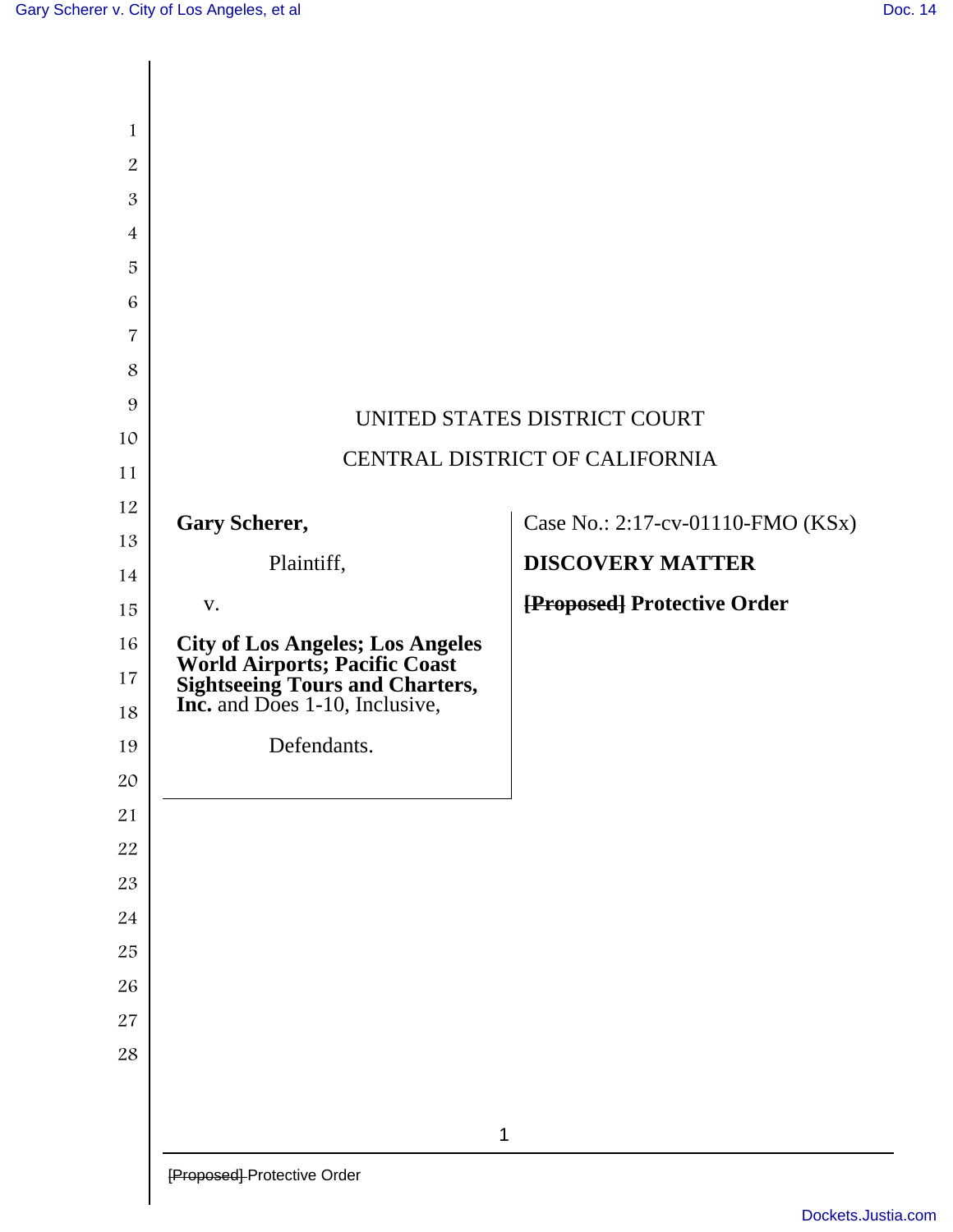UNITED STATES DISTRICT COURT

CENTRAL DISTRICT OF CALIFORNIA

**Gary Scherer,**

Plaintiff,

v.

**City of Los Angeles; Los Angeles World Airports; Pacific Coast Sightseeing Tours and Charters, Inc.** and Does 1-10, Inclusive,

Defendants.

Case No.: 2:17-cv-01110-FMO (KSx)

**DISCOVERY MATTER**

**~~[Proposed]~~ Protective Order**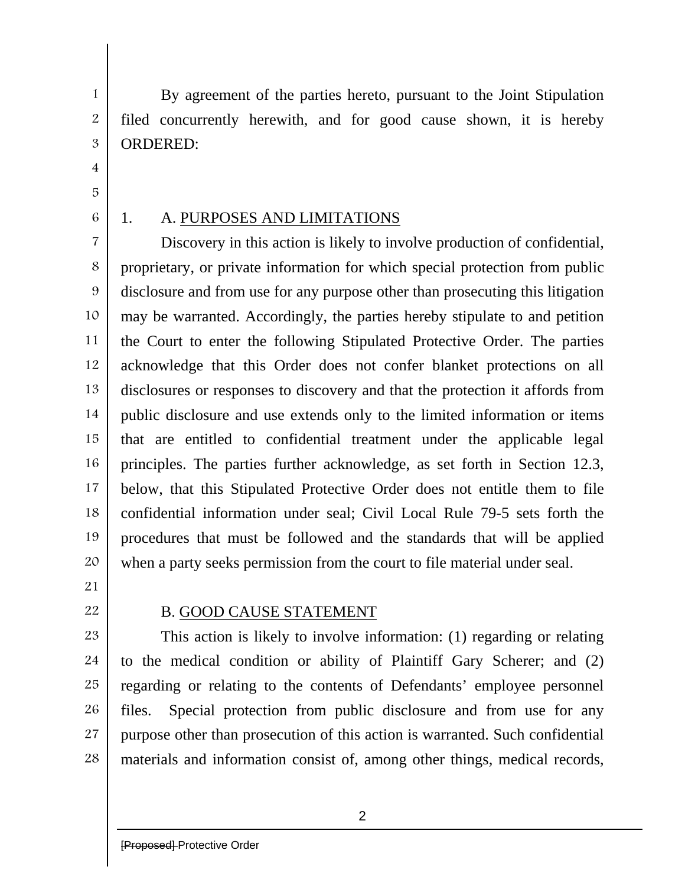By agreement of the parties hereto, pursuant to the Joint Stipulation filed concurrently herewith, and for good cause shown, it is hereby ORDERED:

1. A. PURPOSES AND LIMITATIONS

Discovery in this action is likely to involve production of confidential, proprietary, or private information for which special protection from public disclosure and from use for any purpose other than prosecuting this litigation may be warranted. Accordingly, the parties hereby stipulate to and petition the Court to enter the following Stipulated Protective Order. The parties acknowledge that this Order does not confer blanket protections on all disclosures or responses to discovery and that the protection it affords from public disclosure and use extends only to the limited information or items that are entitled to confidential treatment under the applicable legal principles. The parties further acknowledge, as set forth in Section 12.3, below, that this Stipulated Protective Order does not entitle them to file confidential information under seal; Civil Local Rule 79-5 sets forth the procedures that must be followed and the standards that will be applied when a party seeks permission from the court to file material under seal.

B. GOOD CAUSE STATEMENT

This action is likely to involve information: (1) regarding or relating to the medical condition or ability of Plaintiff Gary Scherer; and (2) regarding or relating to the contents of Defendants' employee personnel files. Special protection from public disclosure and from use for any purpose other than prosecution of this action is warranted. Such confidential materials and information consist of, among other things, medical records,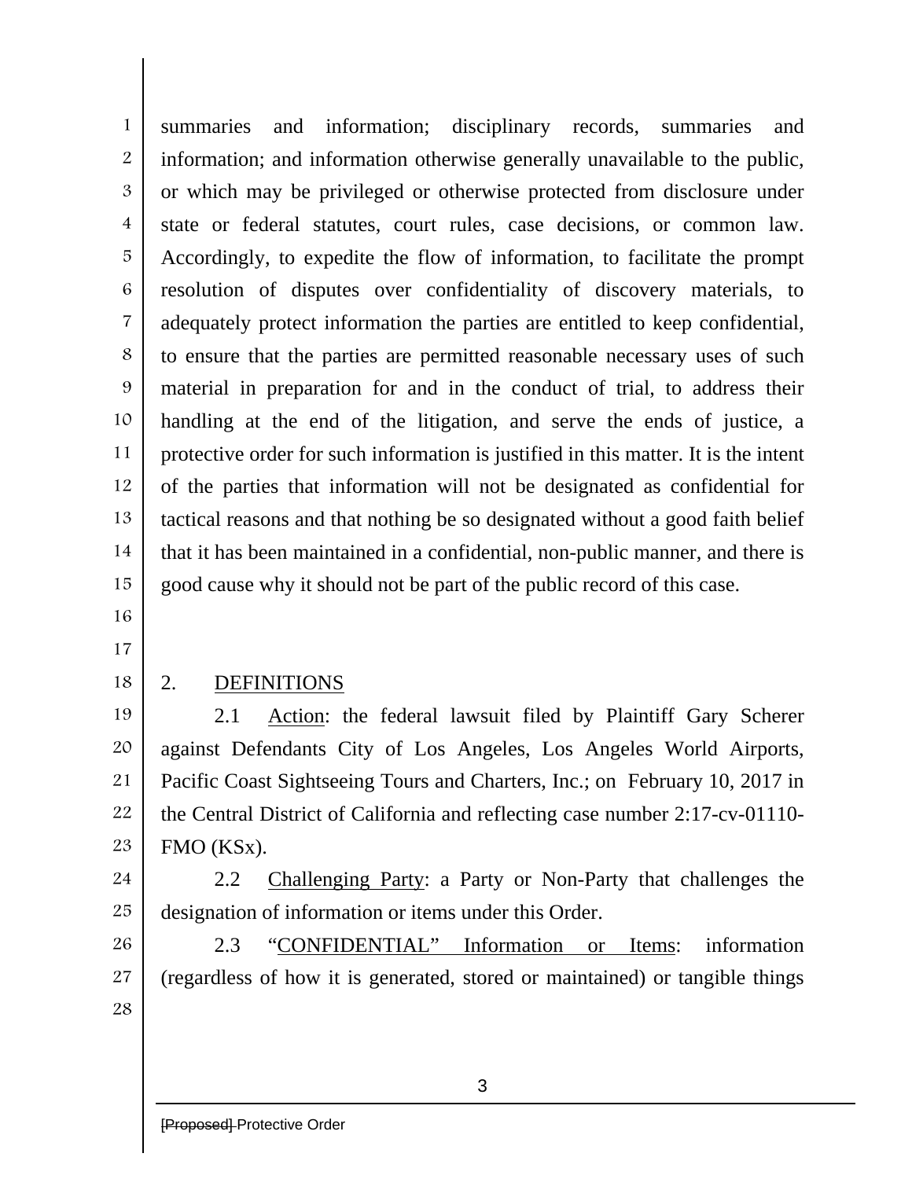summaries and information; disciplinary records, summaries and information; and information otherwise generally unavailable to the public, or which may be privileged or otherwise protected from disclosure under state or federal statutes, court rules, case decisions, or common law. Accordingly, to expedite the flow of information, to facilitate the prompt resolution of disputes over confidentiality of discovery materials, to adequately protect information the parties are entitled to keep confidential, to ensure that the parties are permitted reasonable necessary uses of such material in preparation for and in the conduct of trial, to address their handling at the end of the litigation, and serve the ends of justice, a protective order for such information is justified in this matter. It is the intent of the parties that information will not be designated as confidential for tactical reasons and that nothing be so designated without a good faith belief that it has been maintained in a confidential, non-public manner, and there is good cause why it should not be part of the public record of this case.

## 2. DEFINITIONS

2.1 Action: the federal lawsuit filed by Plaintiff Gary Scherer against Defendants City of Los Angeles, Los Angeles World Airports, Pacific Coast Sightseeing Tours and Charters, Inc.; on February 10, 2017 in the Central District of California and reflecting case number 2:17-cv-01110-FMO (KSx).

2.2 Challenging Party: a Party or Non-Party that challenges the designation of information or items under this Order.

2.3 "CONFIDENTIAL" Information or Items: information (regardless of how it is generated, stored or maintained) or tangible things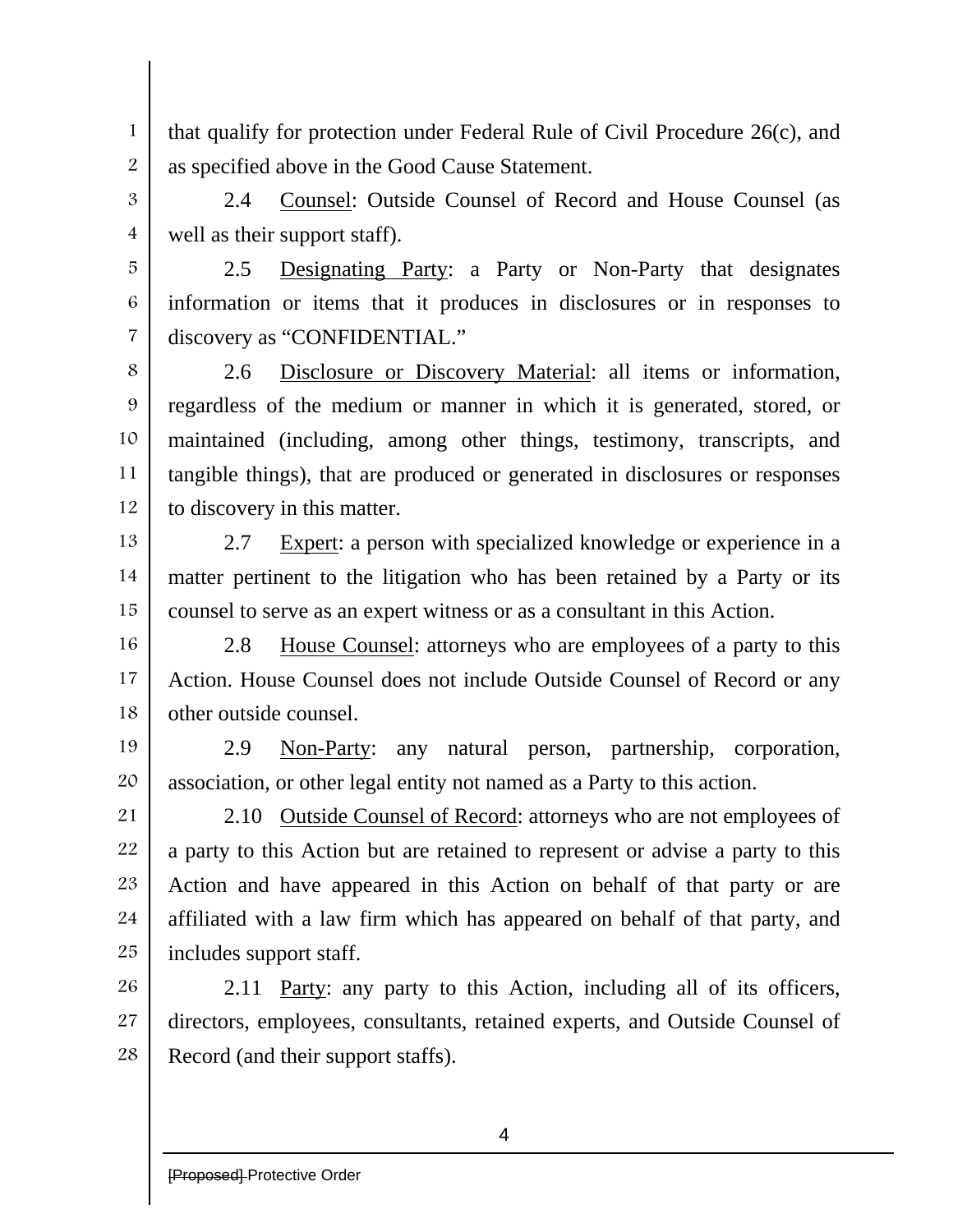that qualify for protection under Federal Rule of Civil Procedure 26(c), and as specified above in the Good Cause Statement.

2.4 Counsel: Outside Counsel of Record and House Counsel (as well as their support staff).

2.5 Designating Party: a Party or Non-Party that designates information or items that it produces in disclosures or in responses to discovery as "CONFIDENTIAL."

2.6 Disclosure or Discovery Material: all items or information, regardless of the medium or manner in which it is generated, stored, or maintained (including, among other things, testimony, transcripts, and tangible things), that are produced or generated in disclosures or responses to discovery in this matter.

2.7 Expert: a person with specialized knowledge or experience in a matter pertinent to the litigation who has been retained by a Party or its counsel to serve as an expert witness or as a consultant in this Action.

2.8 House Counsel: attorneys who are employees of a party to this Action. House Counsel does not include Outside Counsel of Record or any other outside counsel.

2.9 Non-Party: any natural person, partnership, corporation, association, or other legal entity not named as a Party to this action.

2.10 Outside Counsel of Record: attorneys who are not employees of a party to this Action but are retained to represent or advise a party to this Action and have appeared in this Action on behalf of that party or are affiliated with a law firm which has appeared on behalf of that party, and includes support staff.

2.11 Party: any party to this Action, including all of its officers, directors, employees, consultants, retained experts, and Outside Counsel of Record (and their support staffs).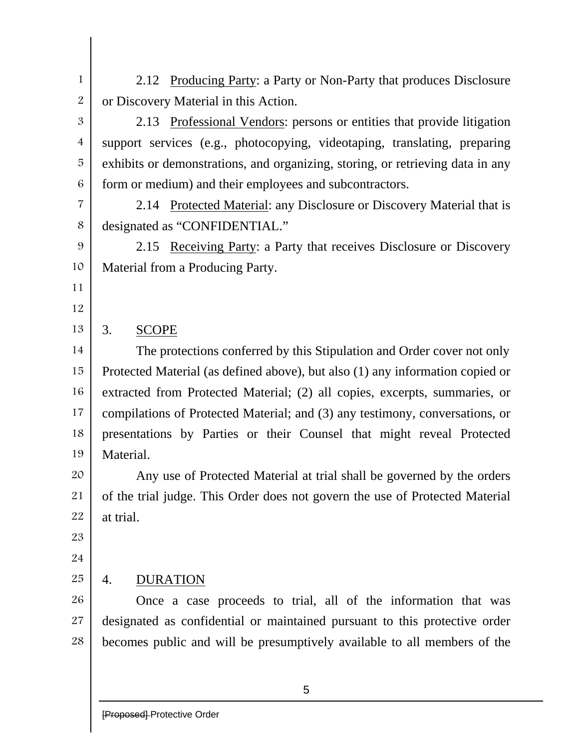2.12 <u>Producing Party</u>: a Party or Non-Party that produces Disclosure or Discovery Material in this Action.

2.13 <u>Professional Vendors</u>: persons or entities that provide litigation support services (e.g., photocopying, videotaping, translating, preparing exhibits or demonstrations, and organizing, storing, or retrieving data in any form or medium) and their employees and subcontractors.

2.14 <u>Protected Material</u>: any Disclosure or Discovery Material that is designated as "CONFIDENTIAL."

2.15 <u>Receiving Party</u>: a Party that receives Disclosure or Discovery Material from a Producing Party.

## 3. <u>SCOPE</u>

The protections conferred by this Stipulation and Order cover not only Protected Material (as defined above), but also (1) any information copied or extracted from Protected Material; (2) all copies, excerpts, summaries, or compilations of Protected Material; and (3) any testimony, conversations, or presentations by Parties or their Counsel that might reveal Protected Material.

Any use of Protected Material at trial shall be governed by the orders of the trial judge. This Order does not govern the use of Protected Material at trial.

## 4. <u>DURATION</u>

Once a case proceeds to trial, all of the information that was designated as confidential or maintained pursuant to this protective order becomes public and will be presumptively available to all members of the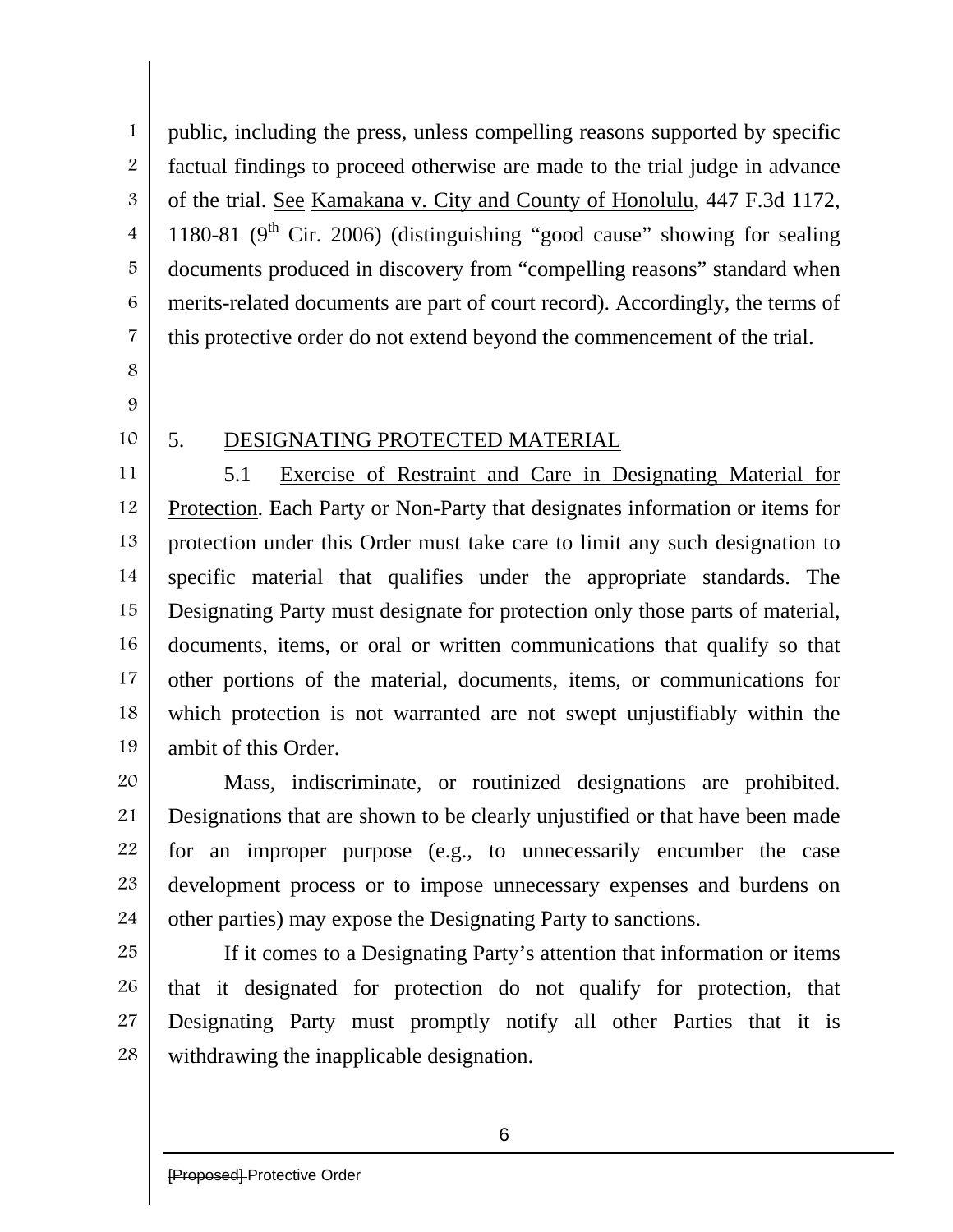public, including the press, unless compelling reasons supported by specific factual findings to proceed otherwise are made to the trial judge in advance of the trial. See Kamakana v. City and County of Honolulu, 447 F.3d 1172, 1180-81 (9th Cir. 2006) (distinguishing "good cause" showing for sealing documents produced in discovery from "compelling reasons" standard when merits-related documents are part of court record). Accordingly, the terms of this protective order do not extend beyond the commencement of the trial.

5. DESIGNATING PROTECTED MATERIAL

5.1 Exercise of Restraint and Care in Designating Material for Protection. Each Party or Non-Party that designates information or items for protection under this Order must take care to limit any such designation to specific material that qualifies under the appropriate standards. The Designating Party must designate for protection only those parts of material, documents, items, or oral or written communications that qualify so that other portions of the material, documents, items, or communications for which protection is not warranted are not swept unjustifiably within the ambit of this Order.

Mass, indiscriminate, or routinized designations are prohibited. Designations that are shown to be clearly unjustified or that have been made for an improper purpose (e.g., to unnecessarily encumber the case development process or to impose unnecessary expenses and burdens on other parties) may expose the Designating Party to sanctions.

If it comes to a Designating Party's attention that information or items that it designated for protection do not qualify for protection, that Designating Party must promptly notify all other Parties that it is withdrawing the inapplicable designation.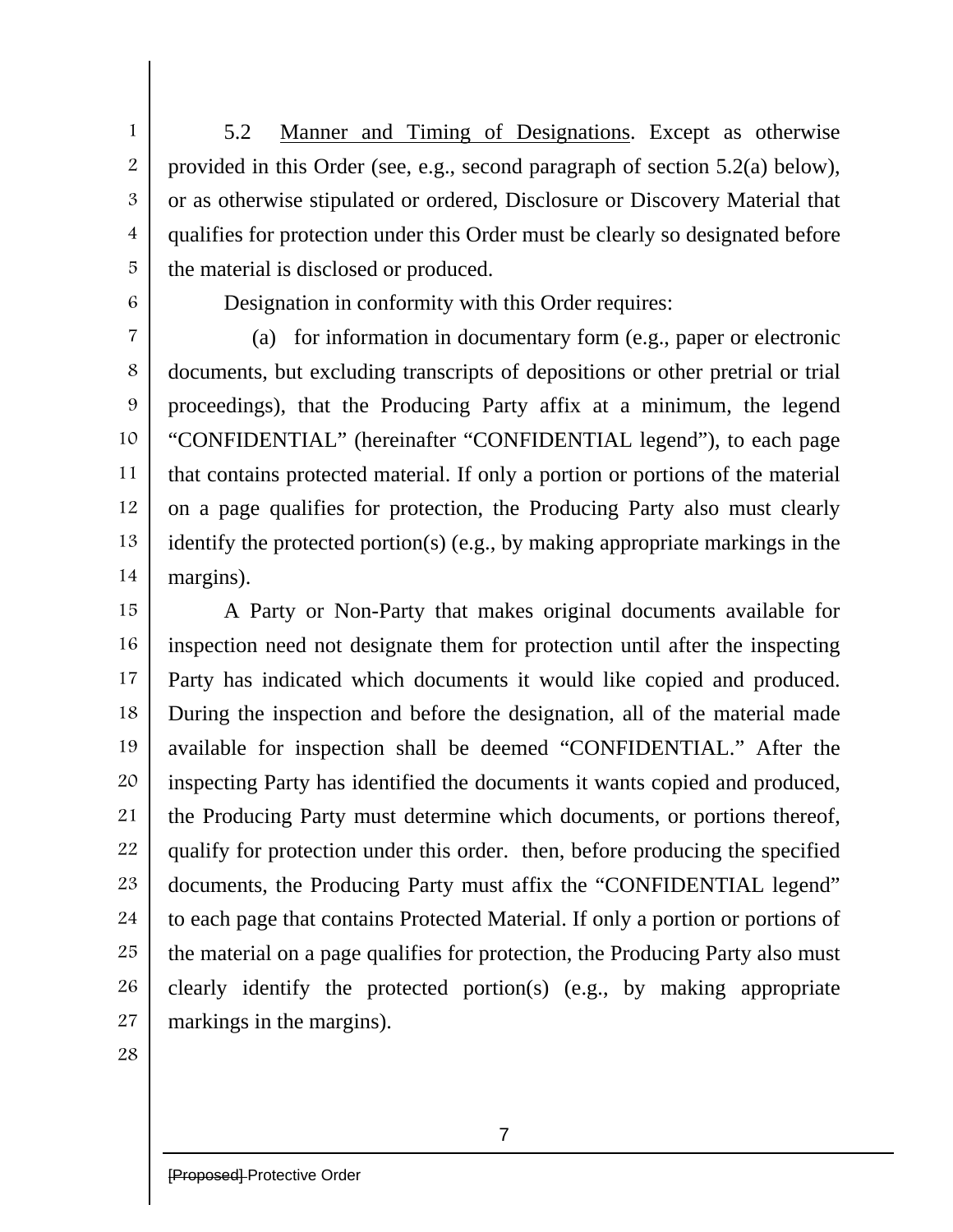5.2 <u>Manner and Timing of Designations</u>. Except as otherwise provided in this Order (see, e.g., second paragraph of section 5.2(a) below), or as otherwise stipulated or ordered, Disclosure or Discovery Material that qualifies for protection under this Order must be clearly so designated before the material is disclosed or produced.

Designation in conformity with this Order requires:

(a) for information in documentary form (e.g., paper or electronic documents, but excluding transcripts of depositions or other pretrial or trial proceedings), that the Producing Party affix at a minimum, the legend "CONFIDENTIAL" (hereinafter "CONFIDENTIAL legend"), to each page that contains protected material. If only a portion or portions of the material on a page qualifies for protection, the Producing Party also must clearly identify the protected portion(s) (e.g., by making appropriate markings in the margins).

A Party or Non-Party that makes original documents available for inspection need not designate them for protection until after the inspecting Party has indicated which documents it would like copied and produced. During the inspection and before the designation, all of the material made available for inspection shall be deemed "CONFIDENTIAL." After the inspecting Party has identified the documents it wants copied and produced, the Producing Party must determine which documents, or portions thereof, qualify for protection under this order. then, before producing the specified documents, the Producing Party must affix the "CONFIDENTIAL legend" to each page that contains Protected Material. If only a portion or portions of the material on a page qualifies for protection, the Producing Party also must clearly identify the protected portion(s) (e.g., by making appropriate markings in the margins).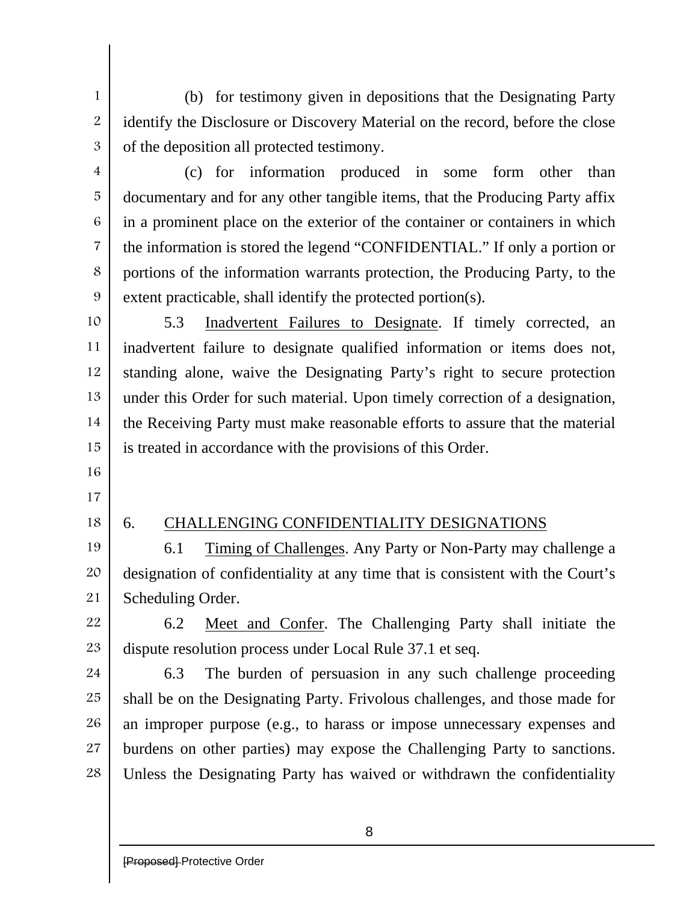(b) for testimony given in depositions that the Designating Party identify the Disclosure or Discovery Material on the record, before the close of the deposition all protected testimony.

(c) for information produced in some form other than documentary and for any other tangible items, that the Producing Party affix in a prominent place on the exterior of the container or containers in which the information is stored the legend "CONFIDENTIAL." If only a portion or portions of the information warrants protection, the Producing Party, to the extent practicable, shall identify the protected portion(s).

5.3 Inadvertent Failures to Designate. If timely corrected, an inadvertent failure to designate qualified information or items does not, standing alone, waive the Designating Party's right to secure protection under this Order for such material. Upon timely correction of a designation, the Receiving Party must make reasonable efforts to assure that the material is treated in accordance with the provisions of this Order.

## 6. CHALLENGING CONFIDENTIALITY DESIGNATIONS

6.1 Timing of Challenges. Any Party or Non-Party may challenge a designation of confidentiality at any time that is consistent with the Court's Scheduling Order.

6.2 Meet and Confer. The Challenging Party shall initiate the dispute resolution process under Local Rule 37.1 et seq.

6.3 The burden of persuasion in any such challenge proceeding shall be on the Designating Party. Frivolous challenges, and those made for an improper purpose (e.g., to harass or impose unnecessary expenses and burdens on other parties) may expose the Challenging Party to sanctions. Unless the Designating Party has waived or withdrawn the confidentiality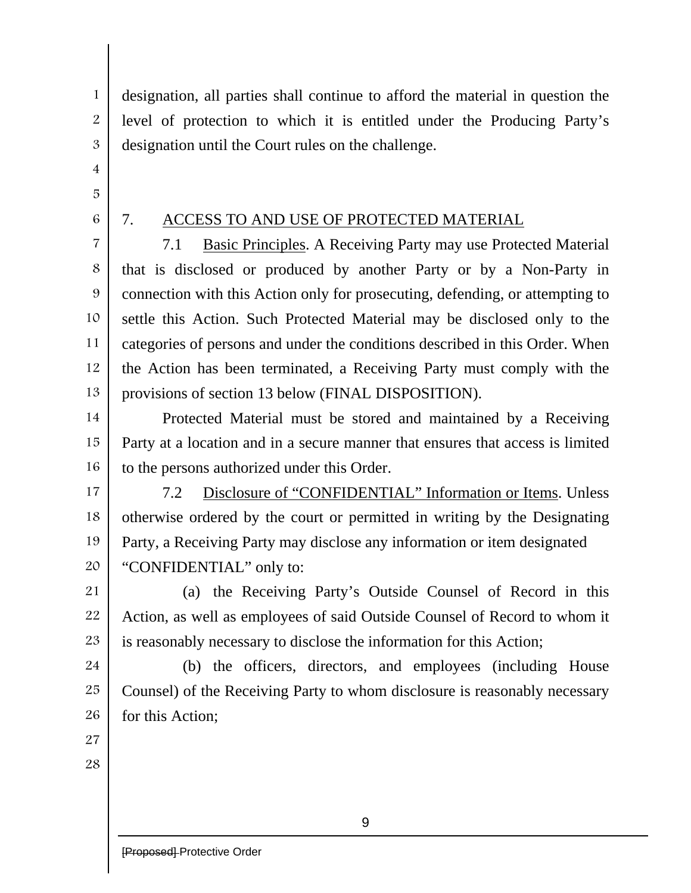designation, all parties shall continue to afford the material in question the level of protection to which it is entitled under the Producing Party's designation until the Court rules on the challenge.

7. ACCESS TO AND USE OF PROTECTED MATERIAL

7.1 Basic Principles. A Receiving Party may use Protected Material that is disclosed or produced by another Party or by a Non-Party in connection with this Action only for prosecuting, defending, or attempting to settle this Action. Such Protected Material may be disclosed only to the categories of persons and under the conditions described in this Order. When the Action has been terminated, a Receiving Party must comply with the provisions of section 13 below (FINAL DISPOSITION).

Protected Material must be stored and maintained by a Receiving Party at a location and in a secure manner that ensures that access is limited to the persons authorized under this Order.

7.2 Disclosure of "CONFIDENTIAL" Information or Items. Unless otherwise ordered by the court or permitted in writing by the Designating Party, a Receiving Party may disclose any information or item designated "CONFIDENTIAL" only to:

(a) the Receiving Party's Outside Counsel of Record in this Action, as well as employees of said Outside Counsel of Record to whom it is reasonably necessary to disclose the information for this Action;

(b) the officers, directors, and employees (including House Counsel) of the Receiving Party to whom disclosure is reasonably necessary for this Action;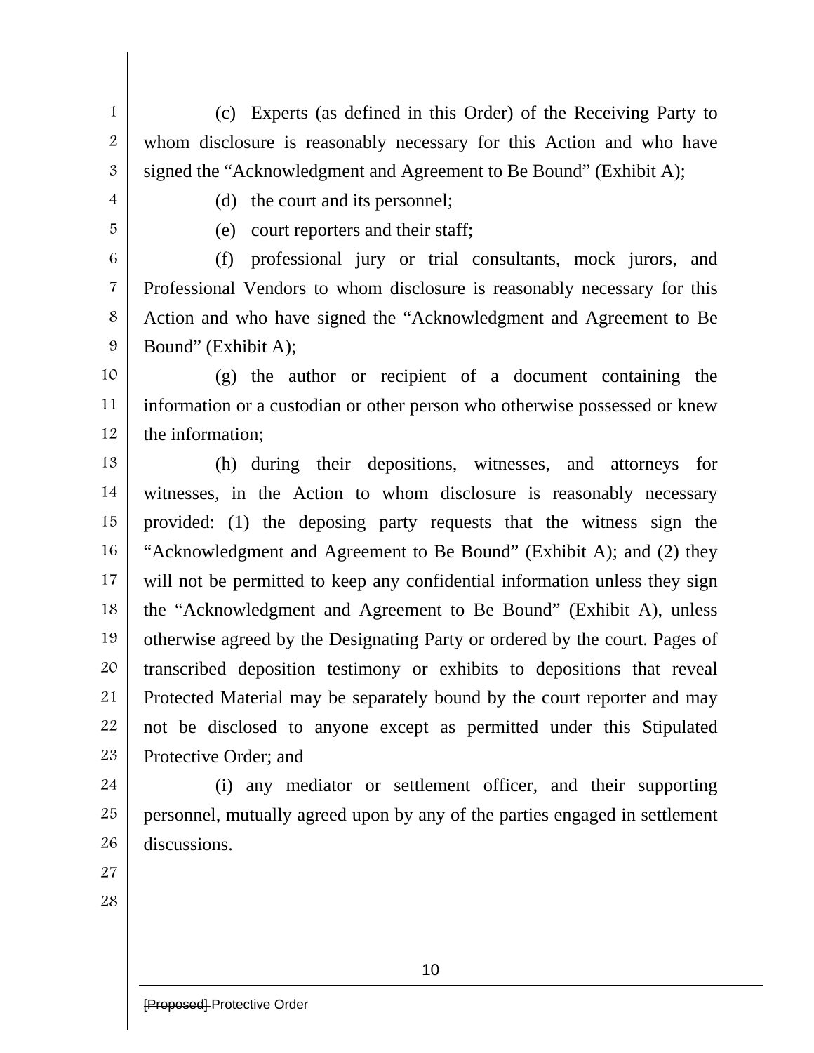(c) Experts (as defined in this Order) of the Receiving Party to whom disclosure is reasonably necessary for this Action and who have signed the "Acknowledgment and Agreement to Be Bound" (Exhibit A);

(d) the court and its personnel;

(e) court reporters and their staff;

(f) professional jury or trial consultants, mock jurors, and Professional Vendors to whom disclosure is reasonably necessary for this Action and who have signed the "Acknowledgment and Agreement to Be Bound" (Exhibit A);

(g) the author or recipient of a document containing the information or a custodian or other person who otherwise possessed or knew the information;

(h) during their depositions, witnesses, and attorneys for witnesses, in the Action to whom disclosure is reasonably necessary provided: (1) the deposing party requests that the witness sign the "Acknowledgment and Agreement to Be Bound" (Exhibit A); and (2) they will not be permitted to keep any confidential information unless they sign the "Acknowledgment and Agreement to Be Bound" (Exhibit A), unless otherwise agreed by the Designating Party or ordered by the court. Pages of transcribed deposition testimony or exhibits to depositions that reveal Protected Material may be separately bound by the court reporter and may not be disclosed to anyone except as permitted under this Stipulated Protective Order; and

(i) any mediator or settlement officer, and their supporting personnel, mutually agreed upon by any of the parties engaged in settlement discussions.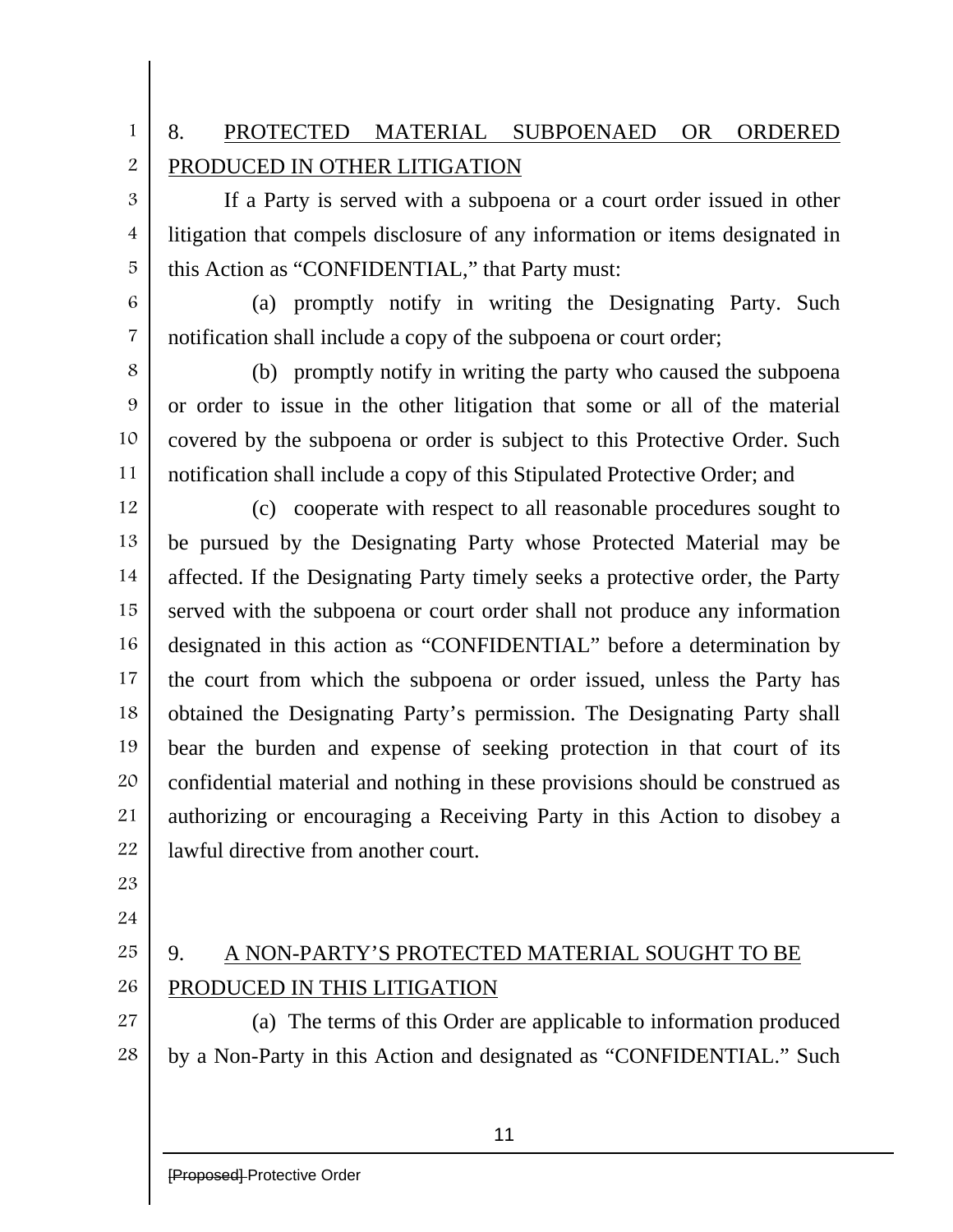## 8. PROTECTED MATERIAL SUBPOENAED OR ORDERED PRODUCED IN OTHER LITIGATION

If a Party is served with a subpoena or a court order issued in other litigation that compels disclosure of any information or items designated in this Action as "CONFIDENTIAL," that Party must:

(a) promptly notify in writing the Designating Party. Such notification shall include a copy of the subpoena or court order;

(b) promptly notify in writing the party who caused the subpoena or order to issue in the other litigation that some or all of the material covered by the subpoena or order is subject to this Protective Order. Such notification shall include a copy of this Stipulated Protective Order; and

(c) cooperate with respect to all reasonable procedures sought to be pursued by the Designating Party whose Protected Material may be affected. If the Designating Party timely seeks a protective order, the Party served with the subpoena or court order shall not produce any information designated in this action as "CONFIDENTIAL" before a determination by the court from which the subpoena or order issued, unless the Party has obtained the Designating Party's permission. The Designating Party shall bear the burden and expense of seeking protection in that court of its confidential material and nothing in these provisions should be construed as authorizing or encouraging a Receiving Party in this Action to disobey a lawful directive from another court.

## 9. A NON-PARTY'S PROTECTED MATERIAL SOUGHT TO BE PRODUCED IN THIS LITIGATION

(a) The terms of this Order are applicable to information produced by a Non-Party in this Action and designated as "CONFIDENTIAL." Such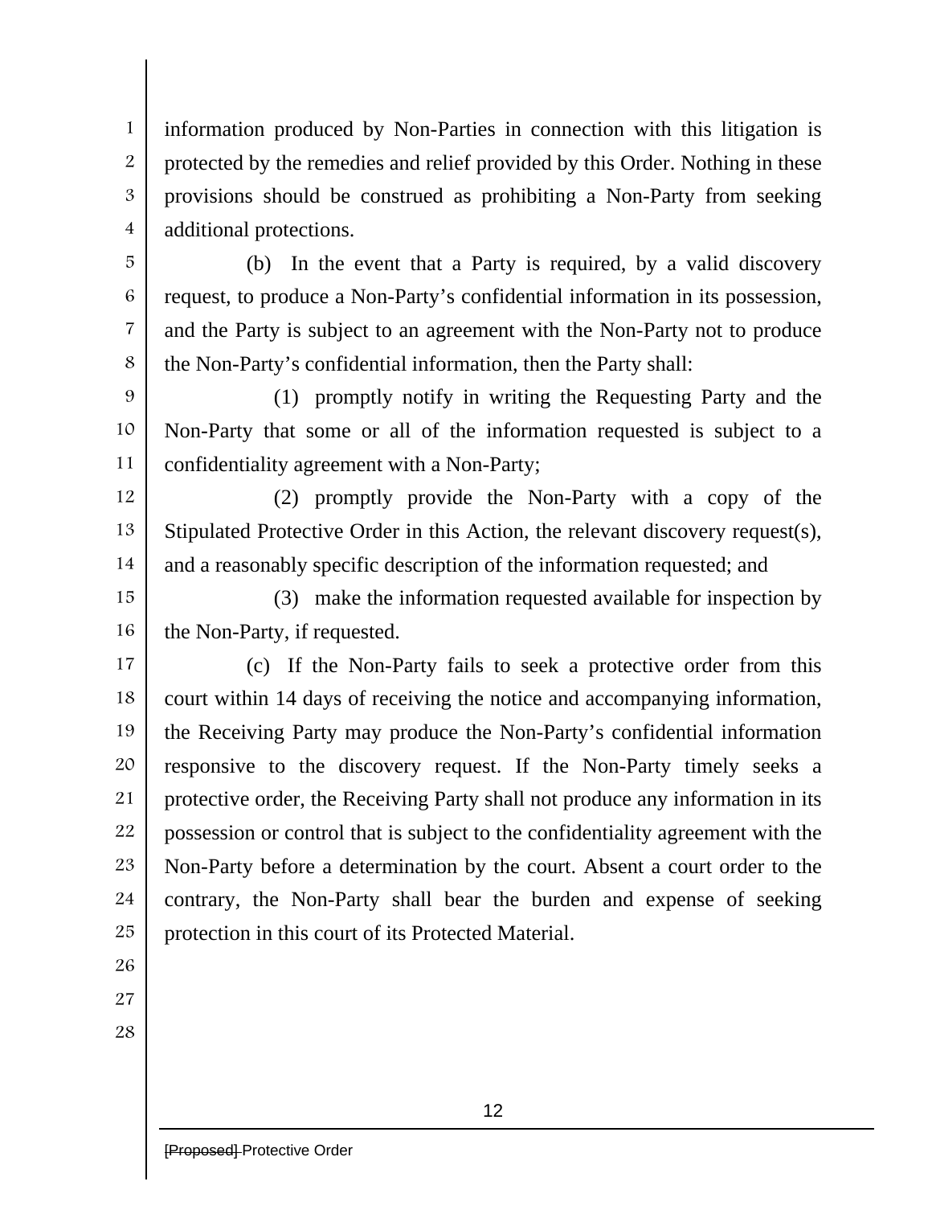information produced by Non-Parties in connection with this litigation is protected by the remedies and relief provided by this Order. Nothing in these provisions should be construed as prohibiting a Non-Party from seeking additional protections.

(b) In the event that a Party is required, by a valid discovery request, to produce a Non-Party's confidential information in its possession, and the Party is subject to an agreement with the Non-Party not to produce the Non-Party's confidential information, then the Party shall:

(1) promptly notify in writing the Requesting Party and the Non-Party that some or all of the information requested is subject to a confidentiality agreement with a Non-Party;

(2) promptly provide the Non-Party with a copy of the Stipulated Protective Order in this Action, the relevant discovery request(s), and a reasonably specific description of the information requested; and

(3) make the information requested available for inspection by the Non-Party, if requested.

(c) If the Non-Party fails to seek a protective order from this court within 14 days of receiving the notice and accompanying information, the Receiving Party may produce the Non-Party's confidential information responsive to the discovery request. If the Non-Party timely seeks a protective order, the Receiving Party shall not produce any information in its possession or control that is subject to the confidentiality agreement with the Non-Party before a determination by the court. Absent a court order to the contrary, the Non-Party shall bear the burden and expense of seeking protection in this court of its Protected Material.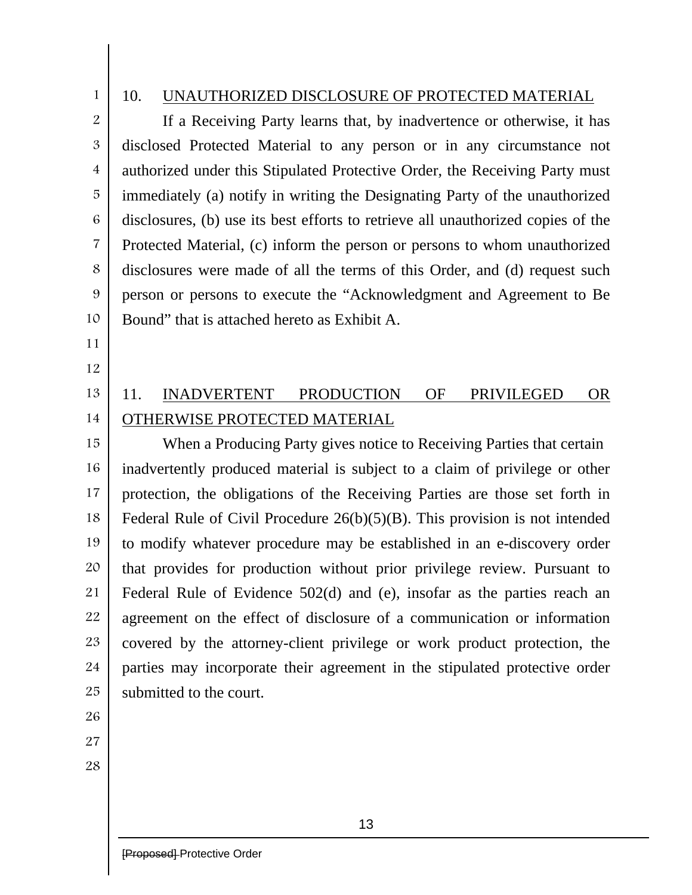## 10. UNAUTHORIZED DISCLOSURE OF PROTECTED MATERIAL

If a Receiving Party learns that, by inadvertence or otherwise, it has disclosed Protected Material to any person or in any circumstance not authorized under this Stipulated Protective Order, the Receiving Party must immediately (a) notify in writing the Designating Party of the unauthorized disclosures, (b) use its best efforts to retrieve all unauthorized copies of the Protected Material, (c) inform the person or persons to whom unauthorized disclosures were made of all the terms of this Order, and (d) request such person or persons to execute the "Acknowledgment and Agreement to Be Bound" that is attached hereto as Exhibit A.

## 11. INADVERTENT PRODUCTION OF PRIVILEGED OR OTHERWISE PROTECTED MATERIAL

When a Producing Party gives notice to Receiving Parties that certain inadvertently produced material is subject to a claim of privilege or other protection, the obligations of the Receiving Parties are those set forth in Federal Rule of Civil Procedure 26(b)(5)(B). This provision is not intended to modify whatever procedure may be established in an e-discovery order that provides for production without prior privilege review. Pursuant to Federal Rule of Evidence 502(d) and (e), insofar as the parties reach an agreement on the effect of disclosure of a communication or information covered by the attorney-client privilege or work product protection, the parties may incorporate their agreement in the stipulated protective order submitted to the court.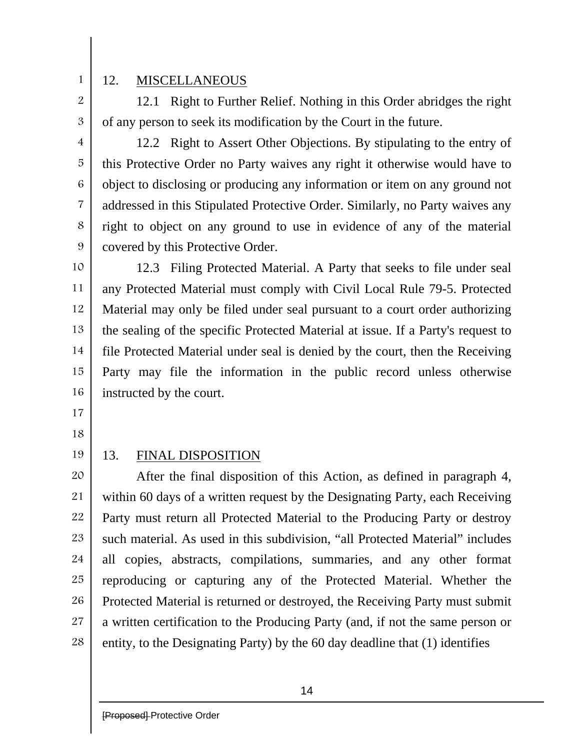## 12. MISCELLANEOUS

12.1 Right to Further Relief. Nothing in this Order abridges the right of any person to seek its modification by the Court in the future.

12.2 Right to Assert Other Objections. By stipulating to the entry of this Protective Order no Party waives any right it otherwise would have to object to disclosing or producing any information or item on any ground not addressed in this Stipulated Protective Order. Similarly, no Party waives any right to object on any ground to use in evidence of any of the material covered by this Protective Order.

12.3 Filing Protected Material. A Party that seeks to file under seal any Protected Material must comply with Civil Local Rule 79-5. Protected Material may only be filed under seal pursuant to a court order authorizing the sealing of the specific Protected Material at issue. If a Party's request to file Protected Material under seal is denied by the court, then the Receiving Party may file the information in the public record unless otherwise instructed by the court.

## 13. FINAL DISPOSITION

After the final disposition of this Action, as defined in paragraph 4, within 60 days of a written request by the Designating Party, each Receiving Party must return all Protected Material to the Producing Party or destroy such material. As used in this subdivision, “all Protected Material” includes all copies, abstracts, compilations, summaries, and any other format reproducing or capturing any of the Protected Material. Whether the Protected Material is returned or destroyed, the Receiving Party must submit a written certification to the Producing Party (and, if not the same person or entity, to the Designating Party) by the 60 day deadline that (1) identifies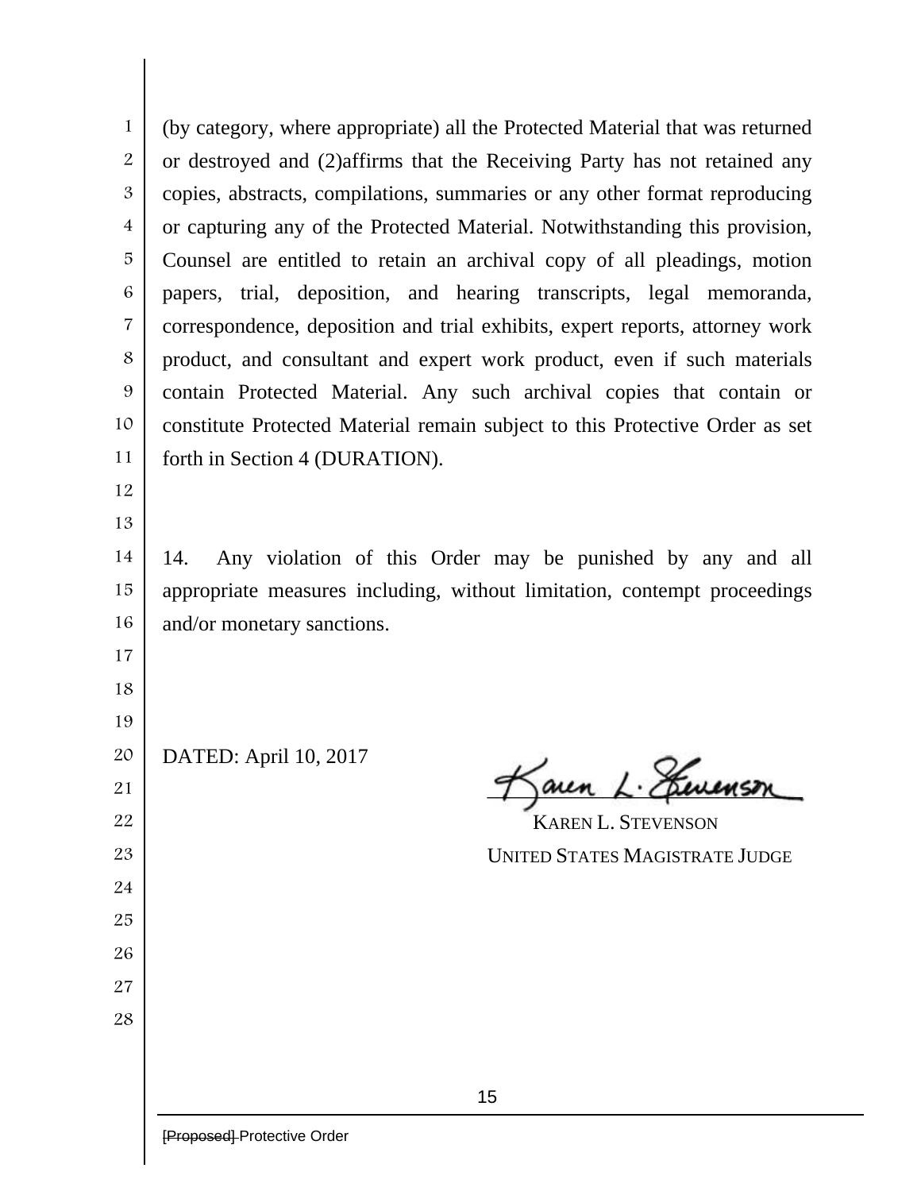(by category, where appropriate) all the Protected Material that was returned or destroyed and (2)affirms that the Receiving Party has not retained any copies, abstracts, compilations, summaries or any other format reproducing or capturing any of the Protected Material. Notwithstanding this provision, Counsel are entitled to retain an archival copy of all pleadings, motion papers, trial, deposition, and hearing transcripts, legal memoranda, correspondence, deposition and trial exhibits, expert reports, attorney work product, and consultant and expert work product, even if such materials contain Protected Material. Any such archival copies that contain or constitute Protected Material remain subject to this Protective Order as set forth in Section 4 (DURATION).

14. Any violation of this Order may be punished by any and all appropriate measures including, without limitation, contempt proceedings and/or monetary sanctions.

DATED: April 10, 2017

KAREN L. STEVENSON
UNITED STATES MAGISTRATE JUDGE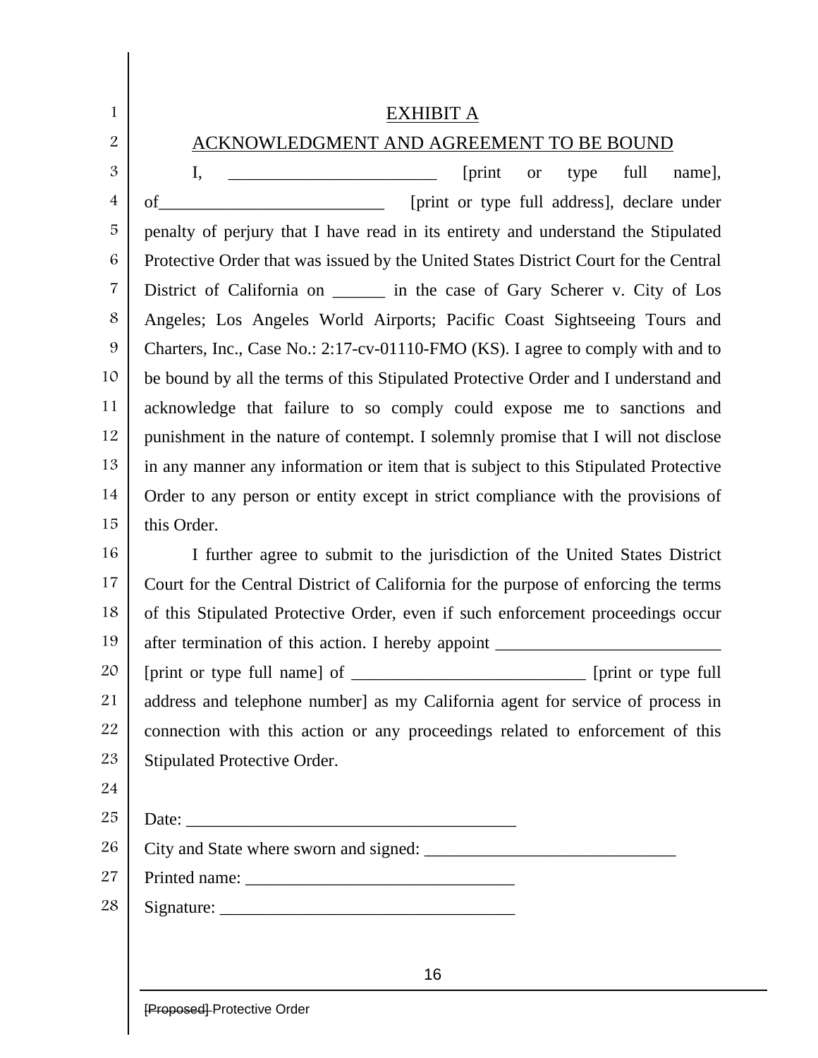# EXHIBIT A

## ACKNOWLEDGMENT AND AGREEMENT TO BE BOUND

I, ________________________ [print or type full name], of__________________________ [print or type full address], declare under penalty of perjury that I have read in its entirety and understand the Stipulated Protective Order that was issued by the United States District Court for the Central District of California on ______ in the case of Gary Scherer v. City of Los Angeles; Los Angeles World Airports; Pacific Coast Sightseeing Tours and Charters, Inc., Case No.: 2:17-cv-01110-FMO (KS). I agree to comply with and to be bound by all the terms of this Stipulated Protective Order and I understand and acknowledge that failure to so comply could expose me to sanctions and punishment in the nature of contempt. I solemnly promise that I will not disclose in any manner any information or item that is subject to this Stipulated Protective Order to any person or entity except in strict compliance with the provisions of this Order.

I further agree to submit to the jurisdiction of the United States District Court for the Central District of California for the purpose of enforcing the terms of this Stipulated Protective Order, even if such enforcement proceedings occur after termination of this action. I hereby appoint __________________________ [print or type full name] of ___________________________ [print or type full address and telephone number] as my California agent for service of process in connection with this action or any proceedings related to enforcement of this Stipulated Protective Order.

Date: ______________________________________

City and State where sworn and signed: _____________________________

Printed name: _______________________________

Signature: __________________________________